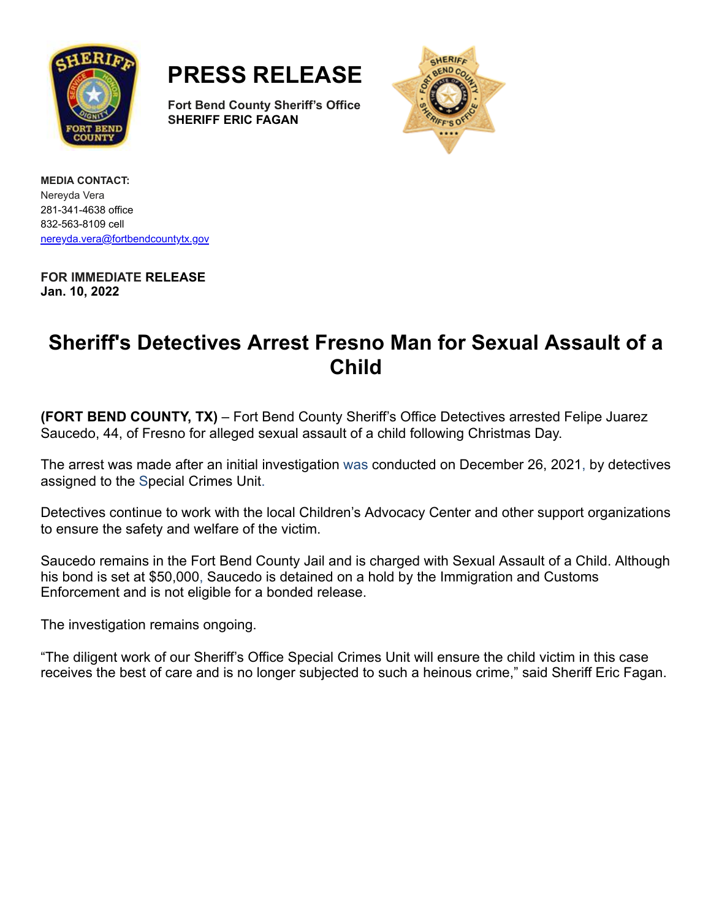# PRESS RELEASE

**Fort Bend County Sheriff's Office**
**SHERIFF ERIC FAGAN**

**MEDIA CONTACT:**
Nereyda Vera
281-341-4638 office
832-563-8109 cell
nereyda.vera@fortbendcountytx.gov

**FOR IMMEDIATE RELEASE**
**Jan. 10, 2022**

## Sheriff's Detectives Arrest Fresno Man for Sexual Assault of a Child

**(FORT BEND COUNTY, TX)** – Fort Bend County Sheriff's Office Detectives arrested Felipe Juarez Saucedo, 44, of Fresno for alleged sexual assault of a child following Christmas Day.

The arrest was made after an initial investigation was conducted on December 26, 2021, by detectives assigned to the Special Crimes Unit.

Detectives continue to work with the local Children's Advocacy Center and other support organizations to ensure the safety and welfare of the victim.

Saucedo remains in the Fort Bend County Jail and is charged with Sexual Assault of a Child. Although his bond is set at $50,000, Saucedo is detained on a hold by the Immigration and Customs Enforcement and is not eligible for a bonded release.

The investigation remains ongoing.

"The diligent work of our Sheriff's Office Special Crimes Unit will ensure the child victim in this case receives the best of care and is no longer subjected to such a heinous crime," said Sheriff Eric Fagan.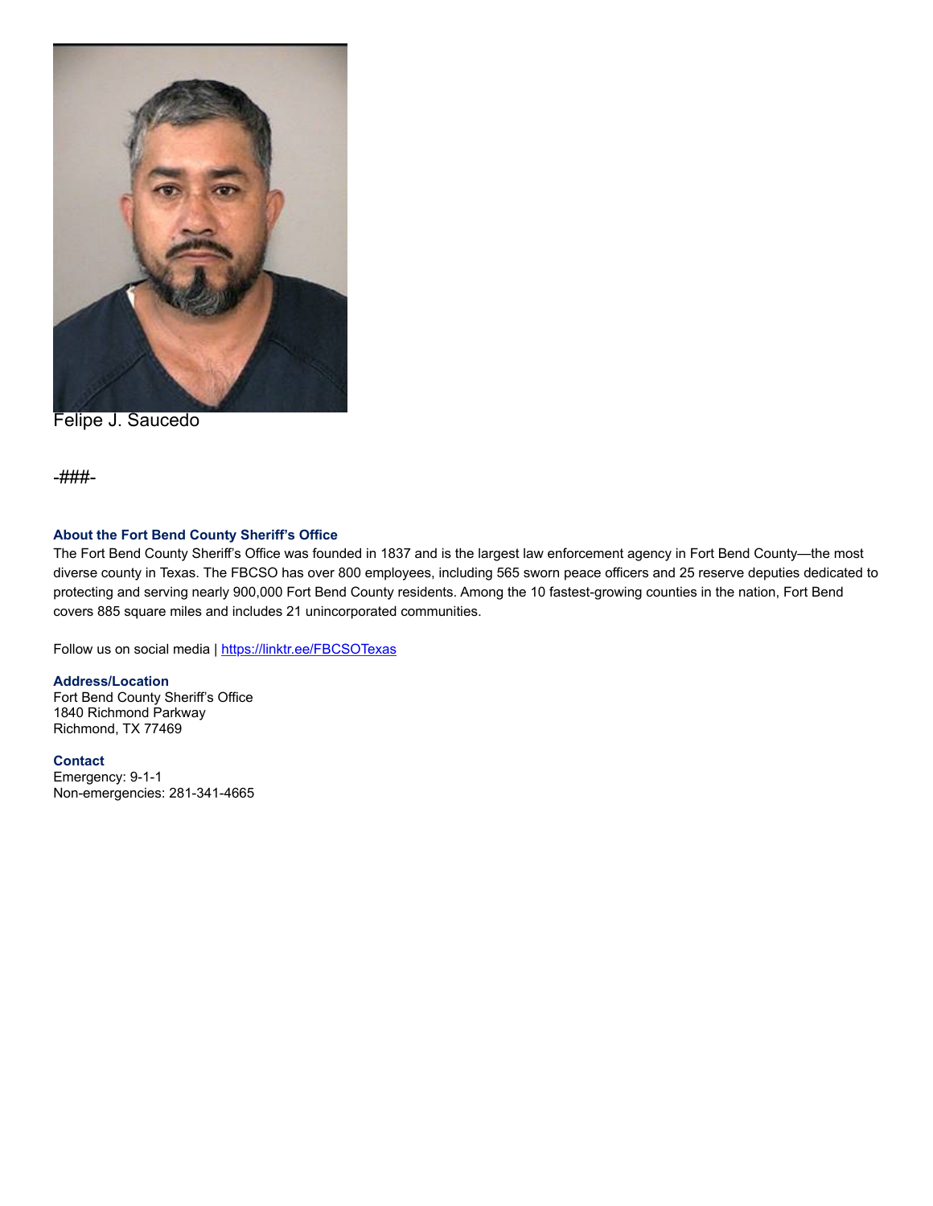Felipe J. Saucedo

-###-

**About the Fort Bend County Sheriff's Office**

The Fort Bend County Sheriff's Office was founded in 1837 and is the largest law enforcement agency in Fort Bend County—the most diverse county in Texas. The FBCSO has over 800 employees, including 565 sworn peace officers and 25 reserve deputies dedicated to protecting and serving nearly 900,000 Fort Bend County residents. Among the 10 fastest-growing counties in the nation, Fort Bend covers 885 square miles and includes 21 unincorporated communities.

Follow us on social media | https://linktr.ee/FBCSOTexas

**Address/Location**

Fort Bend County Sheriff's Office
1840 Richmond Parkway
Richmond, TX 77469

**Contact**

Emergency: 9-1-1
Non-emergencies: 281-341-4665